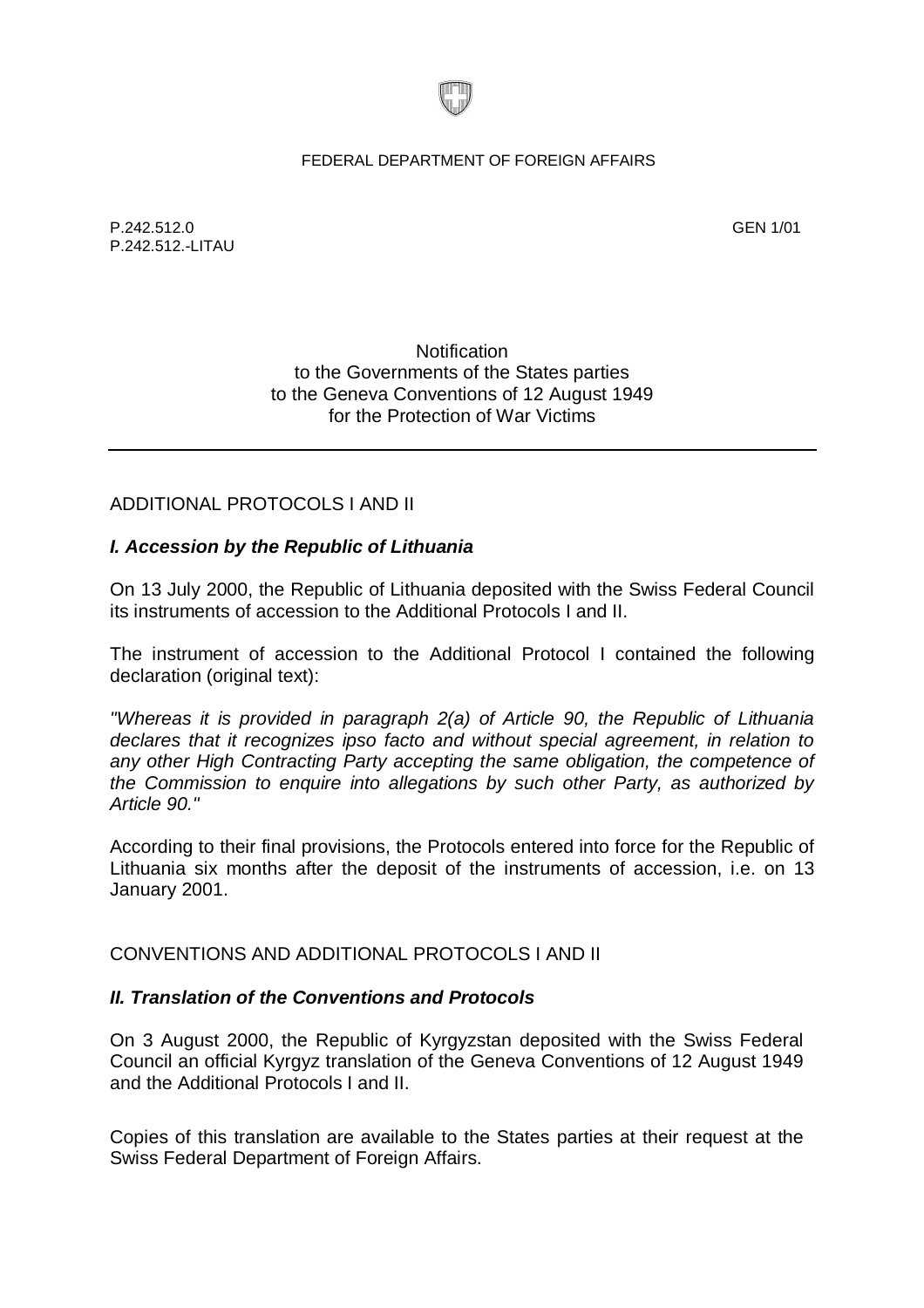FEDERAL DEPARTMENT OF FOREIGN AFFAIRS

P.242.512.0
P.242.512.-LITAU

GEN 1/01

Notification
to the Governments of the States parties
to the Geneva Conventions of 12 August 1949
for the Protection of War Victims

---

ADDITIONAL PROTOCOLS I AND II

***I. Accession by the Republic of Lithuania***

On 13 July 2000, the Republic of Lithuania deposited with the Swiss Federal Council its instruments of accession to the Additional Protocols I and II.

The instrument of accession to the Additional Protocol I contained the following declaration (original text):

*"Whereas it is provided in paragraph 2(a) of Article 90, the Republic of Lithuania declares that it recognizes ipso facto and without special agreement, in relation to any other High Contracting Party accepting the same obligation, the competence of the Commission to enquire into allegations by such other Party, as authorized by Article 90."*

According to their final provisions, the Protocols entered into force for the Republic of Lithuania six months after the deposit of the instruments of accession, i.e. on 13 January 2001.

CONVENTIONS AND ADDITIONAL PROTOCOLS I AND II

***II. Translation of the Conventions and Protocols***

On 3 August 2000, the Republic of Kyrgyzstan deposited with the Swiss Federal Council an official Kyrgyz translation of the Geneva Conventions of 12 August 1949 and the Additional Protocols I and II.

Copies of this translation are available to the States parties at their request at the Swiss Federal Department of Foreign Affairs.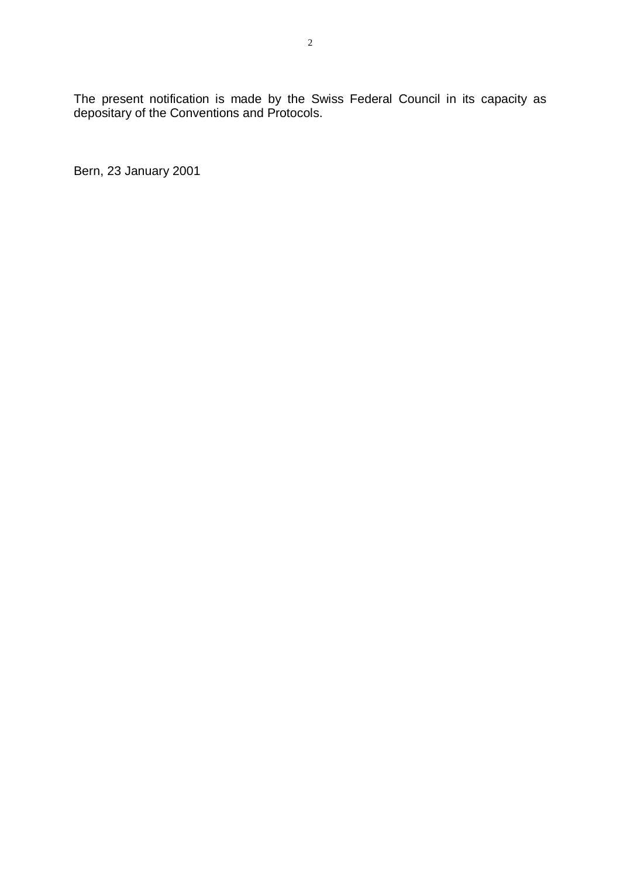The present notification is made by the Swiss Federal Council in its capacity as depositary of the Conventions and Protocols.

Bern, 23 January 2001